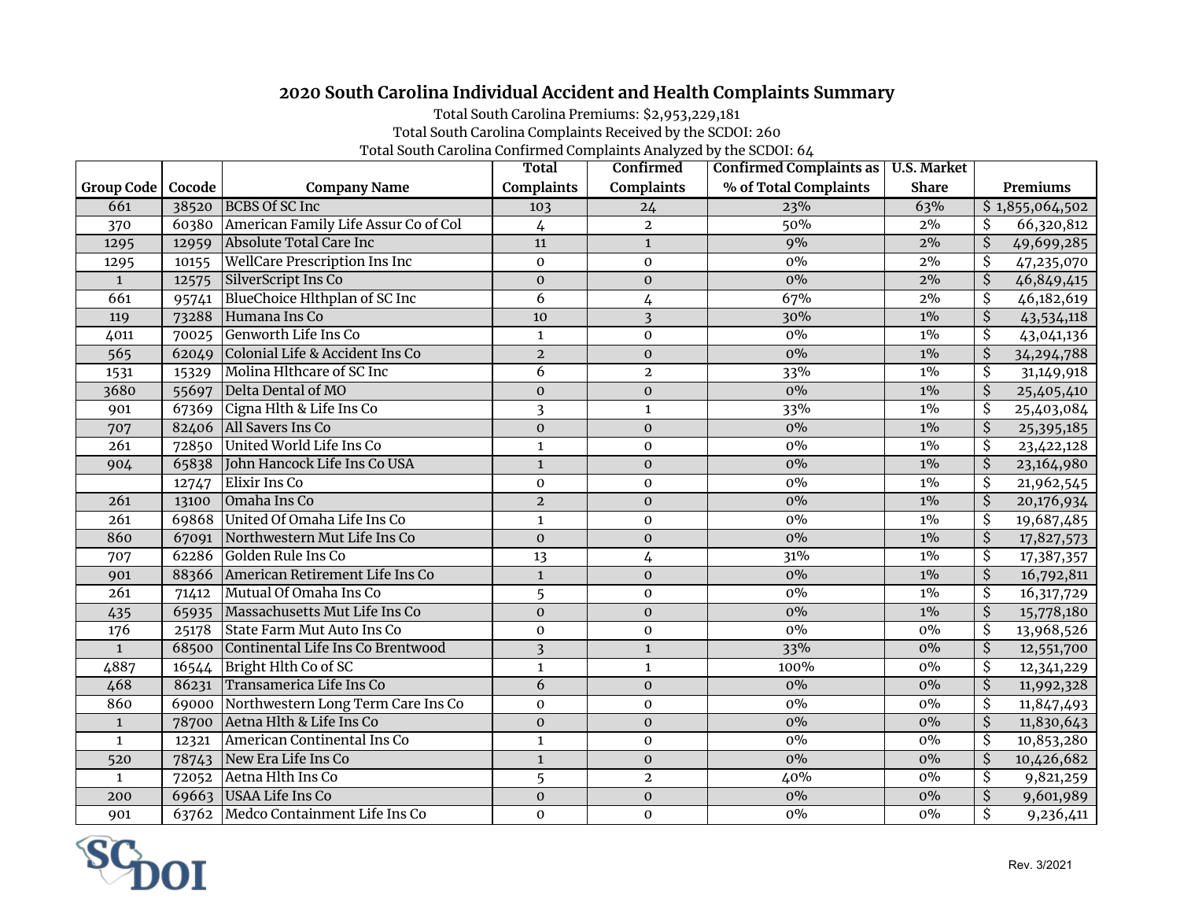# 2020 South Carolina Individual Accident and Health Complaints Summary

Total South Carolina Premiums: $2,953,229,181

Total South Carolina Complaints Received by the SCDOI: 260

Total South Carolina Confirmed Complaints Analyzed by the SCDOI: 64

| Group Code | Cocode | Company Name | Total Complaints | Confirmed Complaints | Confirmed Complaints as % of Total Complaints | U.S. Market Share | Premiums |
|---|---|---|---|---|---|---|---|
| 661 | 38520 | BCBS Of SC Inc | 103 | 24 | 23% | 63% | $ 1,855,064,502 |
| 370 | 60380 | American Family Life Assur Co of Col | 4 | 2 | 50% | 2% | $ 66,320,812 |
| 1295 | 12959 | Absolute Total Care Inc | 11 | 1 | 9% | 2% | $ 49,699,285 |
| 1295 | 10155 | WellCare Prescription Ins Inc | 0 | 0 | 0% | 2% | $ 47,235,070 |
| 1 | 12575 | SilverScript Ins Co | 0 | 0 | 0% | 2% | $ 46,849,415 |
| 661 | 95741 | BlueChoice Hlthplan of SC Inc | 6 | 4 | 67% | 2% | $ 46,182,619 |
| 119 | 73288 | Humana Ins Co | 10 | 3 | 30% | 1% | $ 43,534,118 |
| 4011 | 70025 | Genworth Life Ins Co | 1 | 0 | 0% | 1% | $ 43,041,136 |
| 565 | 62049 | Colonial Life & Accident Ins Co | 2 | 0 | 0% | 1% | $ 34,294,788 |
| 1531 | 15329 | Molina Hlthcare of SC Inc | 6 | 2 | 33% | 1% | $ 31,149,918 |
| 3680 | 55697 | Delta Dental of MO | 0 | 0 | 0% | 1% | $ 25,405,410 |
| 901 | 67369 | Cigna Hlth & Life Ins Co | 3 | 1 | 33% | 1% | $ 25,403,084 |
| 707 | 82406 | All Savers Ins Co | 0 | 0 | 0% | 1% | $ 25,395,185 |
| 261 | 72850 | United World Life Ins Co | 1 | 0 | 0% | 1% | $ 23,422,128 |
| 904 | 65838 | John Hancock Life Ins Co USA | 1 | 0 | 0% | 1% | $ 23,164,980 |
|  | 12747 | Elixir Ins Co | 0 | 0 | 0% | 1% | $ 21,962,545 |
| 261 | 13100 | Omaha Ins Co | 2 | 0 | 0% | 1% | $ 20,176,934 |
| 261 | 69868 | United Of Omaha Life Ins Co | 1 | 0 | 0% | 1% | $ 19,687,485 |
| 860 | 67091 | Northwestern Mut Life Ins Co | 0 | 0 | 0% | 1% | $ 17,827,573 |
| 707 | 62286 | Golden Rule Ins Co | 13 | 4 | 31% | 1% | $ 17,387,357 |
| 901 | 88366 | American Retirement Life Ins Co | 1 | 0 | 0% | 1% | $ 16,792,811 |
| 261 | 71412 | Mutual Of Omaha Ins Co | 5 | 0 | 0% | 1% | $ 16,317,729 |
| 435 | 65935 | Massachusetts Mut Life Ins Co | 0 | 0 | 0% | 1% | $ 15,778,180 |
| 176 | 25178 | State Farm Mut Auto Ins Co | 0 | 0 | 0% | 0% | $ 13,968,526 |
| 1 | 68500 | Continental Life Ins Co Brentwood | 3 | 1 | 33% | 0% | $ 12,551,700 |
| 4887 | 16544 | Bright Hlth Co of SC | 1 | 1 | 100% | 0% | $ 12,341,229 |
| 468 | 86231 | Transamerica Life Ins Co | 6 | 0 | 0% | 0% | $ 11,992,328 |
| 860 | 69000 | Northwestern Long Term Care Ins Co | 0 | 0 | 0% | 0% | $ 11,847,493 |
| 1 | 78700 | Aetna Hlth & Life Ins Co | 0 | 0 | 0% | 0% | $ 11,830,643 |
| 1 | 12321 | American Continental Ins Co | 1 | 0 | 0% | 0% | $ 10,853,280 |
| 520 | 78743 | New Era Life Ins Co | 1 | 0 | 0% | 0% | $ 10,426,682 |
| 1 | 72052 | Aetna Hlth Ins Co | 5 | 2 | 40% | 0% | $ 9,821,259 |
| 200 | 69663 | USAA Life Ins Co | 0 | 0 | 0% | 0% | $ 9,601,989 |
| 901 | 63762 | Medco Containment Life Ins Co | 0 | 0 | 0% | 0% | $ 9,236,411 |

SCDOI

Rev. 3/2021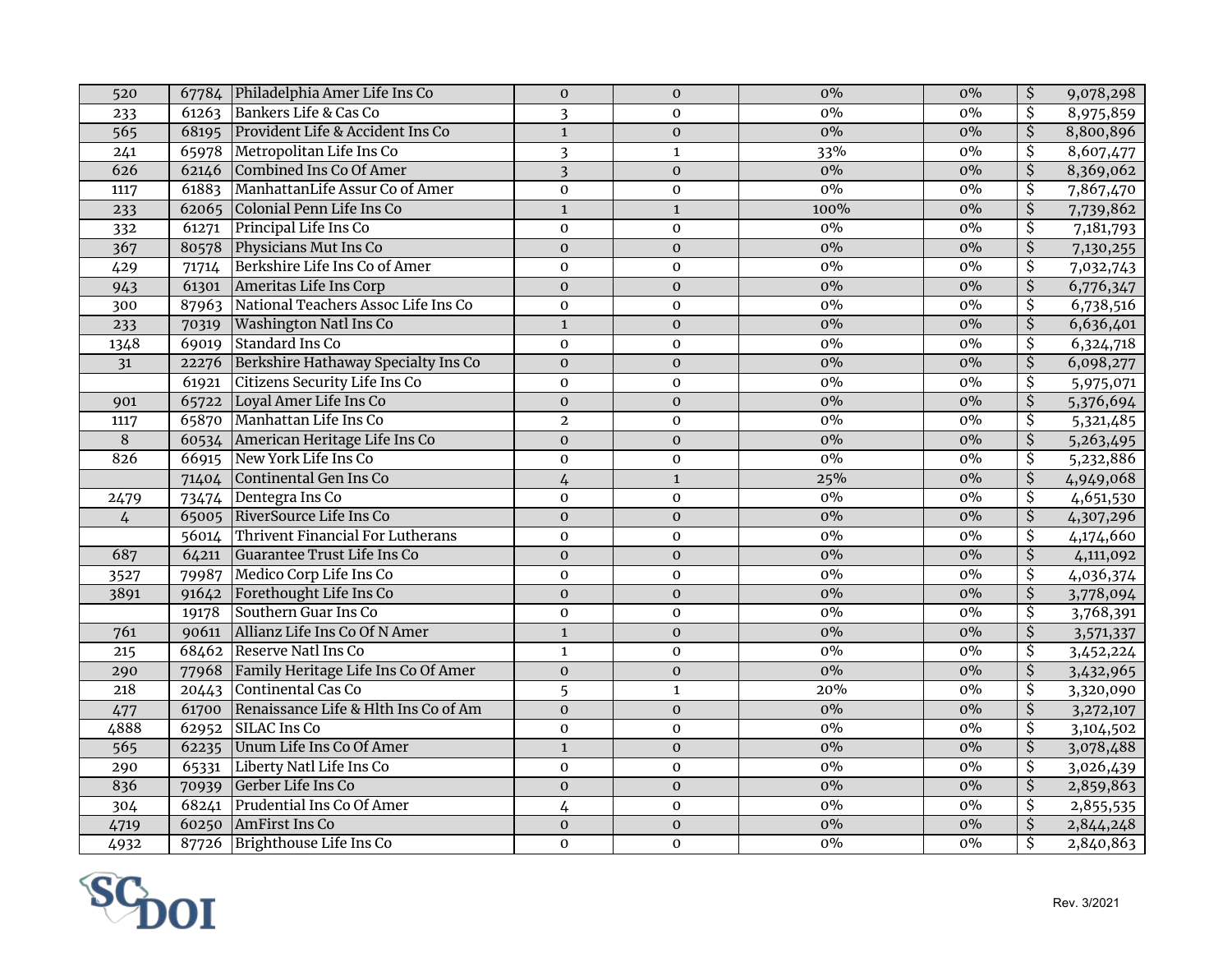| | | | | | | | | |
|---|---|---|---|---|---|---|---|---|
| 520 | 67784 | Philadelphia Amer Life Ins Co | 0 | 0 | 0% | 0% | $ | 9,078,298 |
| 233 | 61263 | Bankers Life & Cas Co | 3 | 0 | 0% | 0% | $ | 8,975,859 |
| 565 | 68195 | Provident Life & Accident Ins Co | 1 | 0 | 0% | 0% | $ | 8,800,896 |
| 241 | 65978 | Metropolitan Life Ins Co | 3 | 1 | 33% | 0% | $ | 8,607,477 |
| 626 | 62146 | Combined Ins Co Of Amer | 3 | 0 | 0% | 0% | $ | 8,369,062 |
| 1117 | 61883 | ManhattanLife Assur Co of Amer | 0 | 0 | 0% | 0% | $ | 7,867,470 |
| 233 | 62065 | Colonial Penn Life Ins Co | 1 | 1 | 100% | 0% | $ | 7,739,862 |
| 332 | 61271 | Principal Life Ins Co | 0 | 0 | 0% | 0% | $ | 7,181,793 |
| 367 | 80578 | Physicians Mut Ins Co | 0 | 0 | 0% | 0% | $ | 7,130,255 |
| 429 | 71714 | Berkshire Life Ins Co of Amer | 0 | 0 | 0% | 0% | $ | 7,032,743 |
| 943 | 61301 | Ameritas Life Ins Corp | 0 | 0 | 0% | 0% | $ | 6,776,347 |
| 300 | 87963 | National Teachers Assoc Life Ins Co | 0 | 0 | 0% | 0% | $ | 6,738,516 |
| 233 | 70319 | Washington Natl Ins Co | 1 | 0 | 0% | 0% | $ | 6,636,401 |
| 1348 | 69019 | Standard Ins Co | 0 | 0 | 0% | 0% | $ | 6,324,718 |
| 31 | 22276 | Berkshire Hathaway Specialty Ins Co | 0 | 0 | 0% | 0% | $ | 6,098,277 |
| | 61921 | Citizens Security Life Ins Co | 0 | 0 | 0% | 0% | $ | 5,975,071 |
| 901 | 65722 | Loyal Amer Life Ins Co | 0 | 0 | 0% | 0% | $ | 5,376,694 |
| 1117 | 65870 | Manhattan Life Ins Co | 2 | 0 | 0% | 0% | $ | 5,321,485 |
| 8 | 60534 | American Heritage Life Ins Co | 0 | 0 | 0% | 0% | $ | 5,263,495 |
| 826 | 66915 | New York Life Ins Co | 0 | 0 | 0% | 0% | $ | 5,232,886 |
| | 71404 | Continental Gen Ins Co | 4 | 1 | 25% | 0% | $ | 4,949,068 |
| 2479 | 73474 | Dentegra Ins Co | 0 | 0 | 0% | 0% | $ | 4,651,530 |
| 4 | 65005 | RiverSource Life Ins Co | 0 | 0 | 0% | 0% | $ | 4,307,296 |
| | 56014 | Thrivent Financial For Lutherans | 0 | 0 | 0% | 0% | $ | 4,174,660 |
| 687 | 64211 | Guarantee Trust Life Ins Co | 0 | 0 | 0% | 0% | $ | 4,111,092 |
| 3527 | 79987 | Medico Corp Life Ins Co | 0 | 0 | 0% | 0% | $ | 4,036,374 |
| 3891 | 91642 | Forethought Life Ins Co | 0 | 0 | 0% | 0% | $ | 3,778,094 |
| | 19178 | Southern Guar Ins Co | 0 | 0 | 0% | 0% | $ | 3,768,391 |
| 761 | 90611 | Allianz Life Ins Co Of N Amer | 1 | 0 | 0% | 0% | $ | 3,571,337 |
| 215 | 68462 | Reserve Natl Ins Co | 1 | 0 | 0% | 0% | $ | 3,452,224 |
| 290 | 77968 | Family Heritage Life Ins Co Of Amer | 0 | 0 | 0% | 0% | $ | 3,432,965 |
| 218 | 20443 | Continental Cas Co | 5 | 1 | 20% | 0% | $ | 3,320,090 |
| 477 | 61700 | Renaissance Life & Hlth Ins Co of Am | 0 | 0 | 0% | 0% | $ | 3,272,107 |
| 4888 | 62952 | SILAC Ins Co | 0 | 0 | 0% | 0% | $ | 3,104,502 |
| 565 | 62235 | Unum Life Ins Co Of Amer | 1 | 0 | 0% | 0% | $ | 3,078,488 |
| 290 | 65331 | Liberty Natl Life Ins Co | 0 | 0 | 0% | 0% | $ | 3,026,439 |
| 836 | 70939 | Gerber Life Ins Co | 0 | 0 | 0% | 0% | $ | 2,859,863 |
| 304 | 68241 | Prudential Ins Co Of Amer | 4 | 0 | 0% | 0% | $ | 2,855,535 |
| 4719 | 60250 | AmFirst Ins Co | 0 | 0 | 0% | 0% | $ | 2,844,248 |
| 4932 | 87726 | Brighthouse Life Ins Co | 0 | 0 | 0% | 0% | $ | 2,840,863 |

SCDOI

Rev. 3/2021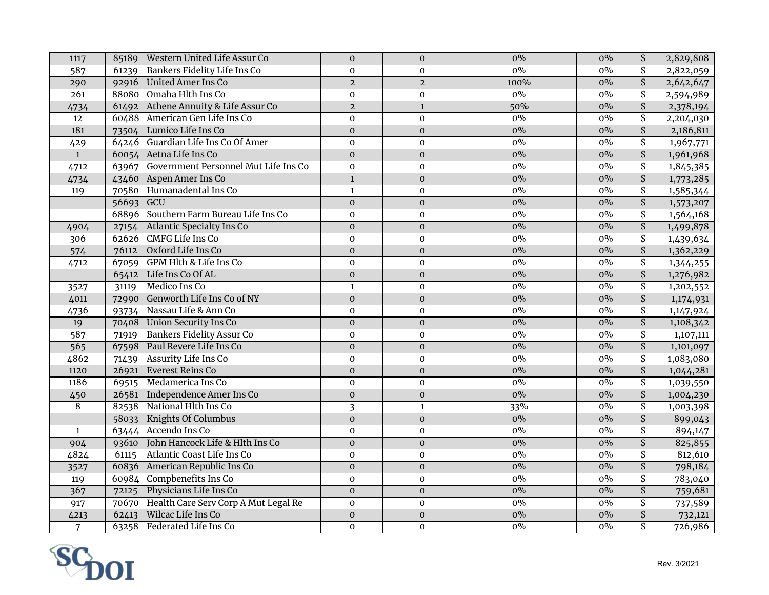| | | | | | | | | |
|---|---|---|---|---|---|---|---|---|
| 1117 | 85189 | Western United Life Assur Co | 0 | 0 | 0% | 0% | $ | 2,829,808 |
| 587 | 61239 | Bankers Fidelity Life Ins Co | 0 | 0 | 0% | 0% | $ | 2,822,059 |
| 290 | 92916 | United Amer Ins Co | 2 | 2 | 100% | 0% | $ | 2,642,647 |
| 261 | 88080 | Omaha Hlth Ins Co | 0 | 0 | 0% | 0% | $ | 2,594,989 |
| 4734 | 61492 | Athene Annuity & Life Assur Co | 2 | 1 | 50% | 0% | $ | 2,378,194 |
| 12 | 60488 | American Gen Life Ins Co | 0 | 0 | 0% | 0% | $ | 2,204,030 |
| 181 | 73504 | Lumico Life Ins Co | 0 | 0 | 0% | 0% | $ | 2,186,811 |
| 429 | 64246 | Guardian Life Ins Co Of Amer | 0 | 0 | 0% | 0% | $ | 1,967,771 |
| 1 | 60054 | Aetna Life Ins Co | 0 | 0 | 0% | 0% | $ | 1,961,968 |
| 4712 | 63967 | Government Personnel Mut Life Ins Co | 0 | 0 | 0% | 0% | $ | 1,845,385 |
| 4734 | 43460 | Aspen Amer Ins Co | 1 | 0 | 0% | 0% | $ | 1,773,285 |
| 119 | 70580 | Humanadental Ins Co | 1 | 0 | 0% | 0% | $ | 1,585,344 |
| | 56693 | GCU | 0 | 0 | 0% | 0% | $ | 1,573,207 |
| | 68896 | Southern Farm Bureau Life Ins Co | 0 | 0 | 0% | 0% | $ | 1,564,168 |
| 4904 | 27154 | Atlantic Specialty Ins Co | 0 | 0 | 0% | 0% | $ | 1,499,878 |
| 306 | 62626 | CMFG Life Ins Co | 0 | 0 | 0% | 0% | $ | 1,439,634 |
| 574 | 76112 | Oxford Life Ins Co | 0 | 0 | 0% | 0% | $ | 1,362,229 |
| 4712 | 67059 | GPM Hlth & Life Ins Co | 0 | 0 | 0% | 0% | $ | 1,344,255 |
| | 65412 | Life Ins Co Of AL | 0 | 0 | 0% | 0% | $ | 1,276,982 |
| 3527 | 31119 | Medico Ins Co | 1 | 0 | 0% | 0% | $ | 1,202,552 |
| 4011 | 72990 | Genworth Life Ins Co of NY | 0 | 0 | 0% | 0% | $ | 1,174,931 |
| 4736 | 93734 | Nassau Life & Ann Co | 0 | 0 | 0% | 0% | $ | 1,147,924 |
| 19 | 70408 | Union Security Ins Co | 0 | 0 | 0% | 0% | $ | 1,108,342 |
| 587 | 71919 | Bankers Fidelity Assur Co | 0 | 0 | 0% | 0% | $ | 1,107,111 |
| 565 | 67598 | Paul Revere Life Ins Co | 0 | 0 | 0% | 0% | $ | 1,101,097 |
| 4862 | 71439 | Assurity Life Ins Co | 0 | 0 | 0% | 0% | $ | 1,083,080 |
| 1120 | 26921 | Everest Reins Co | 0 | 0 | 0% | 0% | $ | 1,044,281 |
| 1186 | 69515 | Medamerica Ins Co | 0 | 0 | 0% | 0% | $ | 1,039,550 |
| 450 | 26581 | Independence Amer Ins Co | 0 | 0 | 0% | 0% | $ | 1,004,230 |
| 8 | 82538 | National Hlth Ins Co | 3 | 1 | 33% | 0% | $ | 1,003,398 |
| | 58033 | Knights Of Columbus | 0 | 0 | 0% | 0% | $ | 899,043 |
| 1 | 63444 | Accendo Ins Co | 0 | 0 | 0% | 0% | $ | 894,147 |
| 904 | 93610 | John Hancock Life & Hlth Ins Co | 0 | 0 | 0% | 0% | $ | 825,855 |
| 4824 | 61115 | Atlantic Coast Life Ins Co | 0 | 0 | 0% | 0% | $ | 812,610 |
| 3527 | 60836 | American Republic Ins Co | 0 | 0 | 0% | 0% | $ | 798,184 |
| 119 | 60984 | Compbenefits Ins Co | 0 | 0 | 0% | 0% | $ | 783,040 |
| 367 | 72125 | Physicians Life Ins Co | 0 | 0 | 0% | 0% | $ | 759,681 |
| 917 | 70670 | Health Care Serv Corp A Mut Legal Re | 0 | 0 | 0% | 0% | $ | 737,589 |
| 4213 | 62413 | Wilcac Life Ins Co | 0 | 0 | 0% | 0% | $ | 732,121 |
| 7 | 63258 | Federated Life Ins Co | 0 | 0 | 0% | 0% | $ | 726,986 |

SCDOI

Rev. 3/2021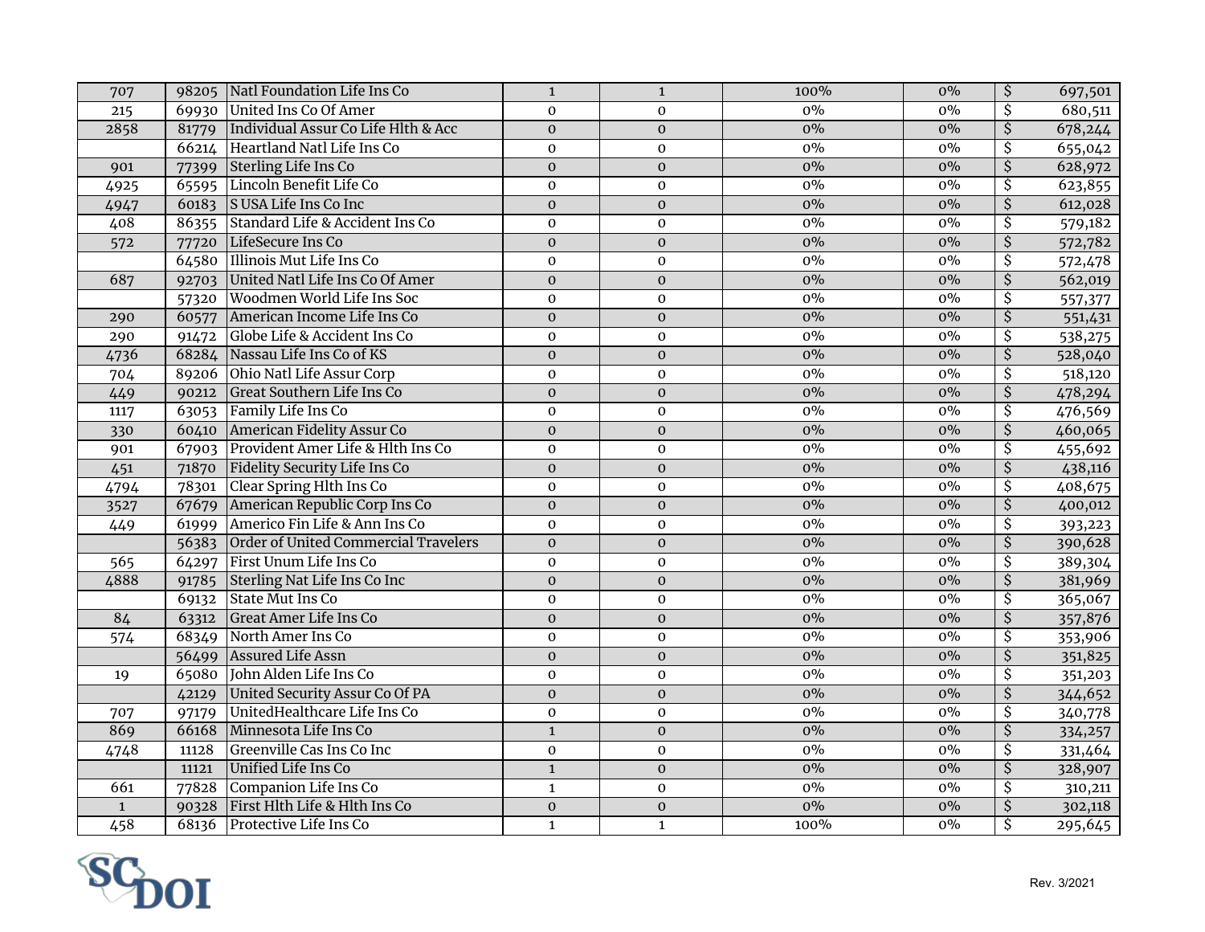| | | | | | | | |
|---|---|---|---|---|---|---|---|
| 707 | 98205 | Natl Foundation Life Ins Co | 1 | 1 | 100% | 0% | $ 697,501 |
| 215 | 69930 | United Ins Co Of Amer | 0 | 0 | 0% | 0% | $ 680,511 |
| 2858 | 81779 | Individual Assur Co Life Hlth & Acc | 0 | 0 | 0% | 0% | $ 678,244 |
| | 66214 | Heartland Natl Life Ins Co | 0 | 0 | 0% | 0% | $ 655,042 |
| 901 | 77399 | Sterling Life Ins Co | 0 | 0 | 0% | 0% | $ 628,972 |
| 4925 | 65595 | Lincoln Benefit Life Co | 0 | 0 | 0% | 0% | $ 623,855 |
| 4947 | 60183 | S USA Life Ins Co Inc | 0 | 0 | 0% | 0% | $ 612,028 |
| 408 | 86355 | Standard Life & Accident Ins Co | 0 | 0 | 0% | 0% | $ 579,182 |
| 572 | 77720 | LifeSecure Ins Co | 0 | 0 | 0% | 0% | $ 572,782 |
| | 64580 | Illinois Mut Life Ins Co | 0 | 0 | 0% | 0% | $ 572,478 |
| 687 | 92703 | United Natl Life Ins Co Of Amer | 0 | 0 | 0% | 0% | $ 562,019 |
| | 57320 | Woodmen World Life Ins Soc | 0 | 0 | 0% | 0% | $ 557,377 |
| 290 | 60577 | American Income Life Ins Co | 0 | 0 | 0% | 0% | $ 551,431 |
| 290 | 91472 | Globe Life & Accident Ins Co | 0 | 0 | 0% | 0% | $ 538,275 |
| 4736 | 68284 | Nassau Life Ins Co of KS | 0 | 0 | 0% | 0% | $ 528,040 |
| 704 | 89206 | Ohio Natl Life Assur Corp | 0 | 0 | 0% | 0% | $ 518,120 |
| 449 | 90212 | Great Southern Life Ins Co | 0 | 0 | 0% | 0% | $ 478,294 |
| 1117 | 63053 | Family Life Ins Co | 0 | 0 | 0% | 0% | $ 476,569 |
| 330 | 60410 | American Fidelity Assur Co | 0 | 0 | 0% | 0% | $ 460,065 |
| 901 | 67903 | Provident Amer Life & Hlth Ins Co | 0 | 0 | 0% | 0% | $ 455,692 |
| 451 | 71870 | Fidelity Security Life Ins Co | 0 | 0 | 0% | 0% | $ 438,116 |
| 4794 | 78301 | Clear Spring Hlth Ins Co | 0 | 0 | 0% | 0% | $ 408,675 |
| 3527 | 67679 | American Republic Corp Ins Co | 0 | 0 | 0% | 0% | $ 400,012 |
| 449 | 61999 | Americo Fin Life & Ann Ins Co | 0 | 0 | 0% | 0% | $ 393,223 |
| | 56383 | Order of United Commercial Travelers | 0 | 0 | 0% | 0% | $ 390,628 |
| 565 | 64297 | First Unum Life Ins Co | 0 | 0 | 0% | 0% | $ 389,304 |
| 4888 | 91785 | Sterling Nat Life Ins Co Inc | 0 | 0 | 0% | 0% | $ 381,969 |
| | 69132 | State Mut Ins Co | 0 | 0 | 0% | 0% | $ 365,067 |
| 84 | 63312 | Great Amer Life Ins Co | 0 | 0 | 0% | 0% | $ 357,876 |
| 574 | 68349 | North Amer Ins Co | 0 | 0 | 0% | 0% | $ 353,906 |
| | 56499 | Assured Life Assn | 0 | 0 | 0% | 0% | $ 351,825 |
| 19 | 65080 | John Alden Life Ins Co | 0 | 0 | 0% | 0% | $ 351,203 |
| | 42129 | United Security Assur Co Of PA | 0 | 0 | 0% | 0% | $ 344,652 |
| 707 | 97179 | UnitedHealthcare Life Ins Co | 0 | 0 | 0% | 0% | $ 340,778 |
| 869 | 66168 | Minnesota Life Ins Co | 1 | 0 | 0% | 0% | $ 334,257 |
| 4748 | 11128 | Greenville Cas Ins Co Inc | 0 | 0 | 0% | 0% | $ 331,464 |
| | 11121 | Unified Life Ins Co | 1 | 0 | 0% | 0% | $ 328,907 |
| 661 | 77828 | Companion Life Ins Co | 1 | 0 | 0% | 0% | $ 310,211 |
| 1 | 90328 | First Hlth Life & Hlth Ins Co | 0 | 0 | 0% | 0% | $ 302,118 |
| 458 | 68136 | Protective Life Ins Co | 1 | 1 | 100% | 0% | $ 295,645 |

SCDOI

Rev. 3/2021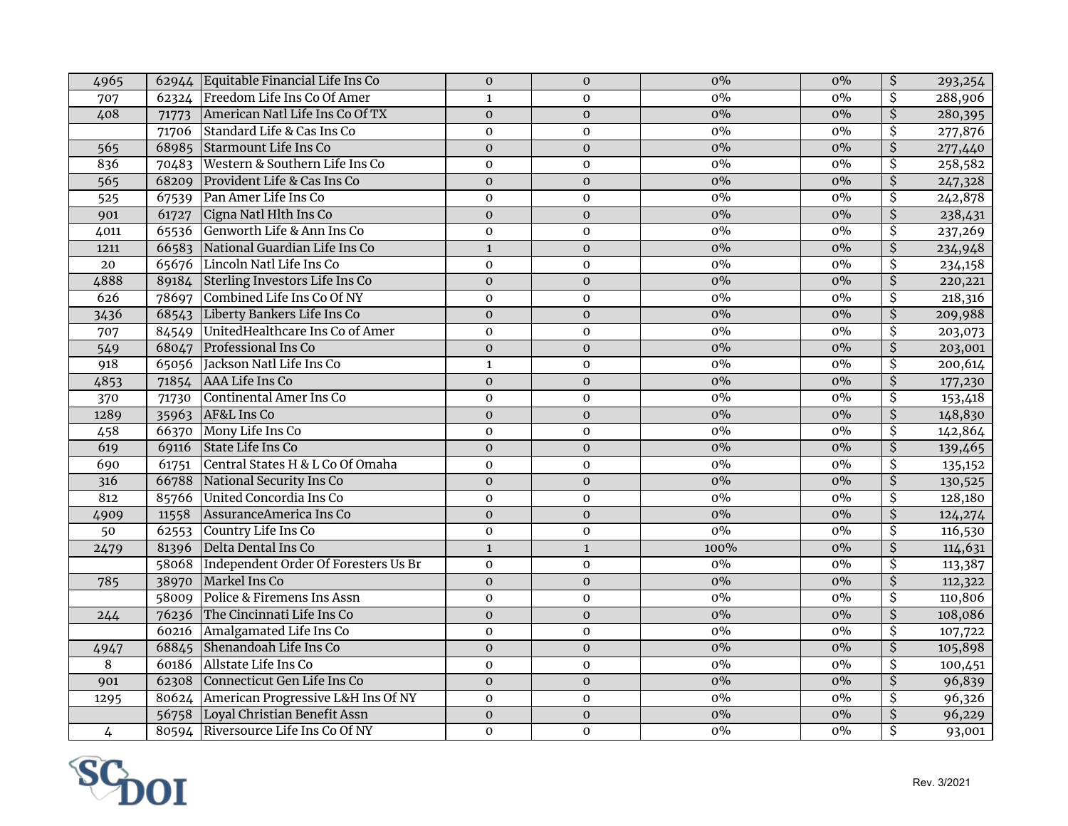| | | | | | | | |
|---|---|---|---|---|---|---|---|
| 4965 | 62944 | Equitable Financial Life Ins Co | 0 | 0 | 0% | 0% | $ 293,254 |
| 707 | 62324 | Freedom Life Ins Co Of Amer | 1 | 0 | 0% | 0% | $ 288,906 |
| 408 | 71773 | American Natl Life Ins Co Of TX | 0 | 0 | 0% | 0% | $ 280,395 |
| | 71706 | Standard Life & Cas Ins Co | 0 | 0 | 0% | 0% | $ 277,876 |
| 565 | 68985 | Starmount Life Ins Co | 0 | 0 | 0% | 0% | $ 277,440 |
| 836 | 70483 | Western & Southern Life Ins Co | 0 | 0 | 0% | 0% | $ 258,582 |
| 565 | 68209 | Provident Life & Cas Ins Co | 0 | 0 | 0% | 0% | $ 247,328 |
| 525 | 67539 | Pan Amer Life Ins Co | 0 | 0 | 0% | 0% | $ 242,878 |
| 901 | 61727 | Cigna Natl Hlth Ins Co | 0 | 0 | 0% | 0% | $ 238,431 |
| 4011 | 65536 | Genworth Life & Ann Ins Co | 0 | 0 | 0% | 0% | $ 237,269 |
| 1211 | 66583 | National Guardian Life Ins Co | 1 | 0 | 0% | 0% | $ 234,948 |
| 20 | 65676 | Lincoln Natl Life Ins Co | 0 | 0 | 0% | 0% | $ 234,158 |
| 4888 | 89184 | Sterling Investors Life Ins Co | 0 | 0 | 0% | 0% | $ 220,221 |
| 626 | 78697 | Combined Life Ins Co Of NY | 0 | 0 | 0% | 0% | $ 218,316 |
| 3436 | 68543 | Liberty Bankers Life Ins Co | 0 | 0 | 0% | 0% | $ 209,988 |
| 707 | 84549 | UnitedHealthcare Ins Co of Amer | 0 | 0 | 0% | 0% | $ 203,073 |
| 549 | 68047 | Professional Ins Co | 0 | 0 | 0% | 0% | $ 203,001 |
| 918 | 65056 | Jackson Natl Life Ins Co | 1 | 0 | 0% | 0% | $ 200,614 |
| 4853 | 71854 | AAA Life Ins Co | 0 | 0 | 0% | 0% | $ 177,230 |
| 370 | 71730 | Continental Amer Ins Co | 0 | 0 | 0% | 0% | $ 153,418 |
| 1289 | 35963 | AF&L Ins Co | 0 | 0 | 0% | 0% | $ 148,830 |
| 458 | 66370 | Mony Life Ins Co | 0 | 0 | 0% | 0% | $ 142,864 |
| 619 | 69116 | State Life Ins Co | 0 | 0 | 0% | 0% | $ 139,465 |
| 690 | 61751 | Central States H & L Co Of Omaha | 0 | 0 | 0% | 0% | $ 135,152 |
| 316 | 66788 | National Security Ins Co | 0 | 0 | 0% | 0% | $ 130,525 |
| 812 | 85766 | United Concordia Ins Co | 0 | 0 | 0% | 0% | $ 128,180 |
| 4909 | 11558 | AssuranceAmerica Ins Co | 0 | 0 | 0% | 0% | $ 124,274 |
| 50 | 62553 | Country Life Ins Co | 0 | 0 | 0% | 0% | $ 116,530 |
| 2479 | 81396 | Delta Dental Ins Co | 1 | 1 | 100% | 0% | $ 114,631 |
| | 58068 | Independent Order Of Foresters Us Br | 0 | 0 | 0% | 0% | $ 113,387 |
| 785 | 38970 | Markel Ins Co | 0 | 0 | 0% | 0% | $ 112,322 |
| | 58009 | Police & Firemens Ins Assn | 0 | 0 | 0% | 0% | $ 110,806 |
| 244 | 76236 | The Cincinnati Life Ins Co | 0 | 0 | 0% | 0% | $ 108,086 |
| | 60216 | Amalgamated Life Ins Co | 0 | 0 | 0% | 0% | $ 107,722 |
| 4947 | 68845 | Shenandoah Life Ins Co | 0 | 0 | 0% | 0% | $ 105,898 |
| 8 | 60186 | Allstate Life Ins Co | 0 | 0 | 0% | 0% | $ 100,451 |
| 901 | 62308 | Connecticut Gen Life Ins Co | 0 | 0 | 0% | 0% | $ 96,839 |
| 1295 | 80624 | American Progressive L&H Ins Of NY | 0 | 0 | 0% | 0% | $ 96,326 |
| | 56758 | Loyal Christian Benefit Assn | 0 | 0 | 0% | 0% | $ 96,229 |
| 4 | 80594 | Riversource Life Ins Co Of NY | 0 | 0 | 0% | 0% | $ 93,001 |

SCDOI

Rev. 3/2021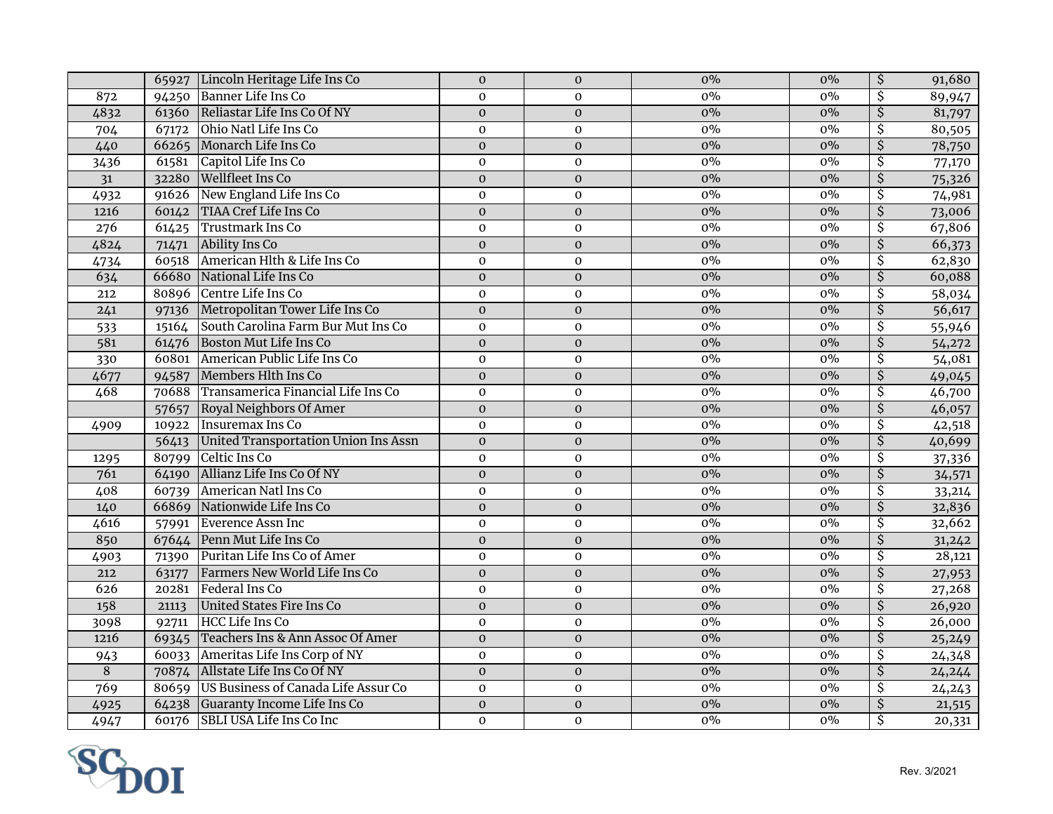|  |  |  |  |  |  |  |  |
|---|---|---|---|---|---|---|---|
|  | 65927 | Lincoln Heritage Life Ins Co | 0 | 0 | 0% | 0% | $ 91,680 |
| 872 | 94250 | Banner Life Ins Co | 0 | 0 | 0% | 0% | $ 89,947 |
| 4832 | 61360 | Reliastar Life Ins Co Of NY | 0 | 0 | 0% | 0% | $ 81,797 |
| 704 | 67172 | Ohio Natl Life Ins Co | 0 | 0 | 0% | 0% | $ 80,505 |
| 440 | 66265 | Monarch Life Ins Co | 0 | 0 | 0% | 0% | $ 78,750 |
| 3436 | 61581 | Capitol Life Ins Co | 0 | 0 | 0% | 0% | $ 77,170 |
| 31 | 32280 | Wellfleet Ins Co | 0 | 0 | 0% | 0% | $ 75,326 |
| 4932 | 91626 | New England Life Ins Co | 0 | 0 | 0% | 0% | $ 74,981 |
| 1216 | 60142 | TIAA Cref Life Ins Co | 0 | 0 | 0% | 0% | $ 73,006 |
| 276 | 61425 | Trustmark Ins Co | 0 | 0 | 0% | 0% | $ 67,806 |
| 4824 | 71471 | Ability Ins Co | 0 | 0 | 0% | 0% | $ 66,373 |
| 4734 | 60518 | American Hlth & Life Ins Co | 0 | 0 | 0% | 0% | $ 62,830 |
| 634 | 66680 | National Life Ins Co | 0 | 0 | 0% | 0% | $ 60,088 |
| 212 | 80896 | Centre Life Ins Co | 0 | 0 | 0% | 0% | $ 58,034 |
| 241 | 97136 | Metropolitan Tower Life Ins Co | 0 | 0 | 0% | 0% | $ 56,617 |
| 533 | 15164 | South Carolina Farm Bur Mut Ins Co | 0 | 0 | 0% | 0% | $ 55,946 |
| 581 | 61476 | Boston Mut Life Ins Co | 0 | 0 | 0% | 0% | $ 54,272 |
| 330 | 60801 | American Public Life Ins Co | 0 | 0 | 0% | 0% | $ 54,081 |
| 4677 | 94587 | Members Hlth Ins Co | 0 | 0 | 0% | 0% | $ 49,045 |
| 468 | 70688 | Transamerica Financial Life Ins Co | 0 | 0 | 0% | 0% | $ 46,700 |
|  | 57657 | Royal Neighbors Of Amer | 0 | 0 | 0% | 0% | $ 46,057 |
| 4909 | 10922 | Insuremax Ins Co | 0 | 0 | 0% | 0% | $ 42,518 |
|  | 56413 | United Transportation Union Ins Assn | 0 | 0 | 0% | 0% | $ 40,699 |
| 1295 | 80799 | Celtic Ins Co | 0 | 0 | 0% | 0% | $ 37,336 |
| 761 | 64190 | Allianz Life Ins Co Of NY | 0 | 0 | 0% | 0% | $ 34,571 |
| 408 | 60739 | American Natl Ins Co | 0 | 0 | 0% | 0% | $ 33,214 |
| 140 | 66869 | Nationwide Life Ins Co | 0 | 0 | 0% | 0% | $ 32,836 |
| 4616 | 57991 | Everence Assn Inc | 0 | 0 | 0% | 0% | $ 32,662 |
| 850 | 67644 | Penn Mut Life Ins Co | 0 | 0 | 0% | 0% | $ 31,242 |
| 4903 | 71390 | Puritan Life Ins Co of Amer | 0 | 0 | 0% | 0% | $ 28,121 |
| 212 | 63177 | Farmers New World Life Ins Co | 0 | 0 | 0% | 0% | $ 27,953 |
| 626 | 20281 | Federal Ins Co | 0 | 0 | 0% | 0% | $ 27,268 |
| 158 | 21113 | United States Fire Ins Co | 0 | 0 | 0% | 0% | $ 26,920 |
| 3098 | 92711 | HCC Life Ins Co | 0 | 0 | 0% | 0% | $ 26,000 |
| 1216 | 69345 | Teachers Ins & Ann Assoc Of Amer | 0 | 0 | 0% | 0% | $ 25,249 |
| 943 | 60033 | Ameritas Life Ins Corp of NY | 0 | 0 | 0% | 0% | $ 24,348 |
| 8 | 70874 | Allstate Life Ins Co Of NY | 0 | 0 | 0% | 0% | $ 24,244 |
| 769 | 80659 | US Business of Canada Life Assur Co | 0 | 0 | 0% | 0% | $ 24,243 |
| 4925 | 64238 | Guaranty Income Life Ins Co | 0 | 0 | 0% | 0% | $ 21,515 |
| 4947 | 60176 | SBLI USA Life Ins Co Inc | 0 | 0 | 0% | 0% | $ 20,331 |

SCDOI

Rev. 3/2021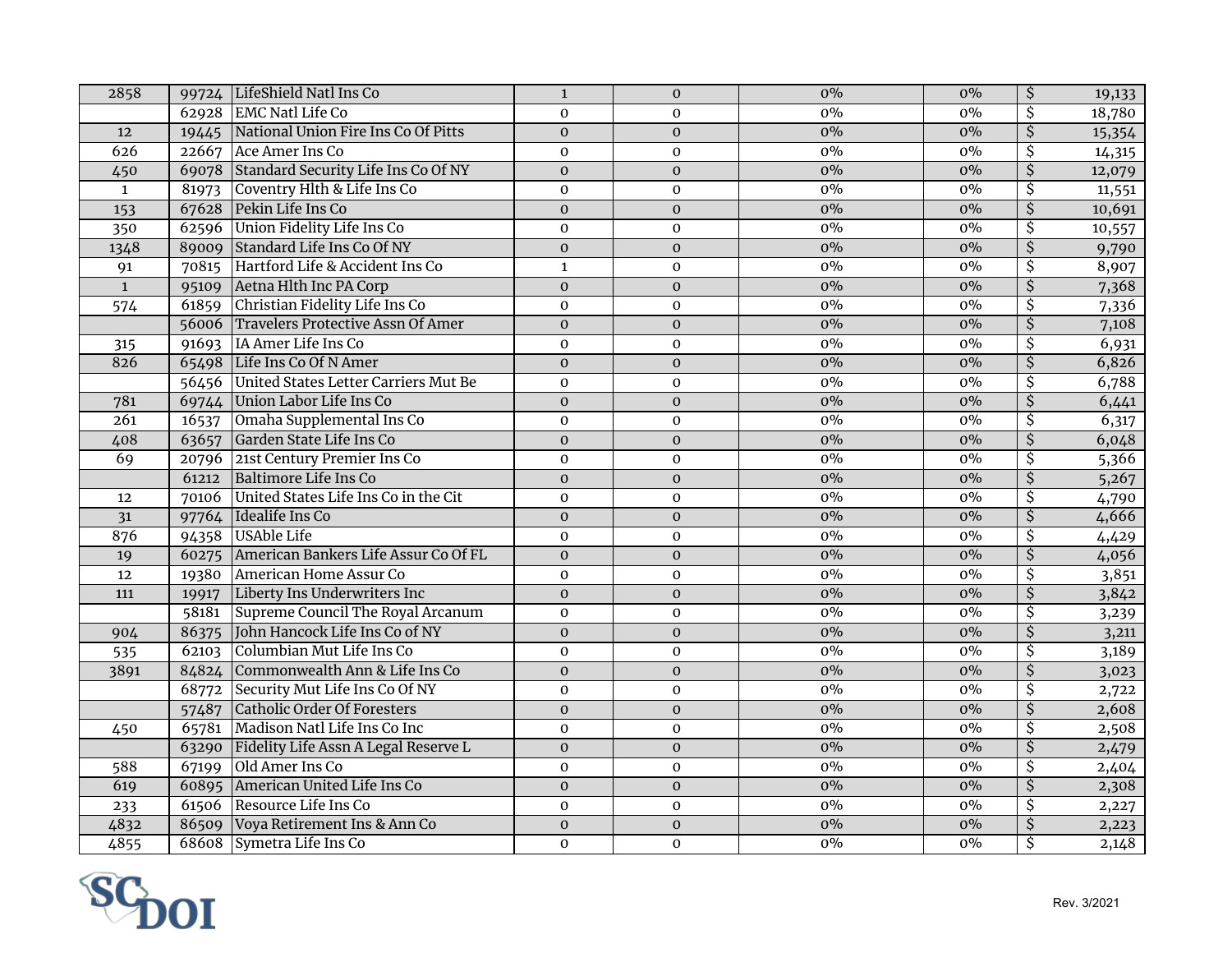| | | | | | | | |
|---|---|---|---|---|---|---|---|
| 2858 | 99724 | LifeShield Natl Ins Co | 1 | 0 | 0% | 0% | $ 19,133 |
| | 62928 | EMC Natl Life Co | 0 | 0 | 0% | 0% | $ 18,780 |
| 12 | 19445 | National Union Fire Ins Co Of Pitts | 0 | 0 | 0% | 0% | $ 15,354 |
| 626 | 22667 | Ace Amer Ins Co | 0 | 0 | 0% | 0% | $ 14,315 |
| 450 | 69078 | Standard Security Life Ins Co Of NY | 0 | 0 | 0% | 0% | $ 12,079 |
| 1 | 81973 | Coventry Hlth & Life Ins Co | 0 | 0 | 0% | 0% | $ 11,551 |
| 153 | 67628 | Pekin Life Ins Co | 0 | 0 | 0% | 0% | $ 10,691 |
| 350 | 62596 | Union Fidelity Life Ins Co | 0 | 0 | 0% | 0% | $ 10,557 |
| 1348 | 89009 | Standard Life Ins Co Of NY | 0 | 0 | 0% | 0% | $ 9,790 |
| 91 | 70815 | Hartford Life & Accident Ins Co | 1 | 0 | 0% | 0% | $ 8,907 |
| 1 | 95109 | Aetna Hlth Inc PA Corp | 0 | 0 | 0% | 0% | $ 7,368 |
| 574 | 61859 | Christian Fidelity Life Ins Co | 0 | 0 | 0% | 0% | $ 7,336 |
| | 56006 | Travelers Protective Assn Of Amer | 0 | 0 | 0% | 0% | $ 7,108 |
| 315 | 91693 | IA Amer Life Ins Co | 0 | 0 | 0% | 0% | $ 6,931 |
| 826 | 65498 | Life Ins Co Of N Amer | 0 | 0 | 0% | 0% | $ 6,826 |
| | 56456 | United States Letter Carriers Mut Be | 0 | 0 | 0% | 0% | $ 6,788 |
| 781 | 69744 | Union Labor Life Ins Co | 0 | 0 | 0% | 0% | $ 6,441 |
| 261 | 16537 | Omaha Supplemental Ins Co | 0 | 0 | 0% | 0% | $ 6,317 |
| 408 | 63657 | Garden State Life Ins Co | 0 | 0 | 0% | 0% | $ 6,048 |
| 69 | 20796 | 21st Century Premier Ins Co | 0 | 0 | 0% | 0% | $ 5,366 |
| | 61212 | Baltimore Life Ins Co | 0 | 0 | 0% | 0% | $ 5,267 |
| 12 | 70106 | United States Life Ins Co in the Cit | 0 | 0 | 0% | 0% | $ 4,790 |
| 31 | 97764 | Idealife Ins Co | 0 | 0 | 0% | 0% | $ 4,666 |
| 876 | 94358 | USAble Life | 0 | 0 | 0% | 0% | $ 4,429 |
| 19 | 60275 | American Bankers Life Assur Co Of FL | 0 | 0 | 0% | 0% | $ 4,056 |
| 12 | 19380 | American Home Assur Co | 0 | 0 | 0% | 0% | $ 3,851 |
| 111 | 19917 | Liberty Ins Underwriters Inc | 0 | 0 | 0% | 0% | $ 3,842 |
| | 58181 | Supreme Council The Royal Arcanum | 0 | 0 | 0% | 0% | $ 3,239 |
| 904 | 86375 | John Hancock Life Ins Co of NY | 0 | 0 | 0% | 0% | $ 3,211 |
| 535 | 62103 | Columbian Mut Life Ins Co | 0 | 0 | 0% | 0% | $ 3,189 |
| 3891 | 84824 | Commonwealth Ann & Life Ins Co | 0 | 0 | 0% | 0% | $ 3,023 |
| | 68772 | Security Mut Life Ins Co Of NY | 0 | 0 | 0% | 0% | $ 2,722 |
| | 57487 | Catholic Order Of Foresters | 0 | 0 | 0% | 0% | $ 2,608 |
| 450 | 65781 | Madison Natl Life Ins Co Inc | 0 | 0 | 0% | 0% | $ 2,508 |
| | 63290 | Fidelity Life Assn A Legal Reserve L | 0 | 0 | 0% | 0% | $ 2,479 |
| 588 | 67199 | Old Amer Ins Co | 0 | 0 | 0% | 0% | $ 2,404 |
| 619 | 60895 | American United Life Ins Co | 0 | 0 | 0% | 0% | $ 2,308 |
| 233 | 61506 | Resource Life Ins Co | 0 | 0 | 0% | 0% | $ 2,227 |
| 4832 | 86509 | Voya Retirement Ins & Ann Co | 0 | 0 | 0% | 0% | $ 2,223 |
| 4855 | 68608 | Symetra Life Ins Co | 0 | 0 | 0% | 0% | $ 2,148 |

SCDOI

Rev. 3/2021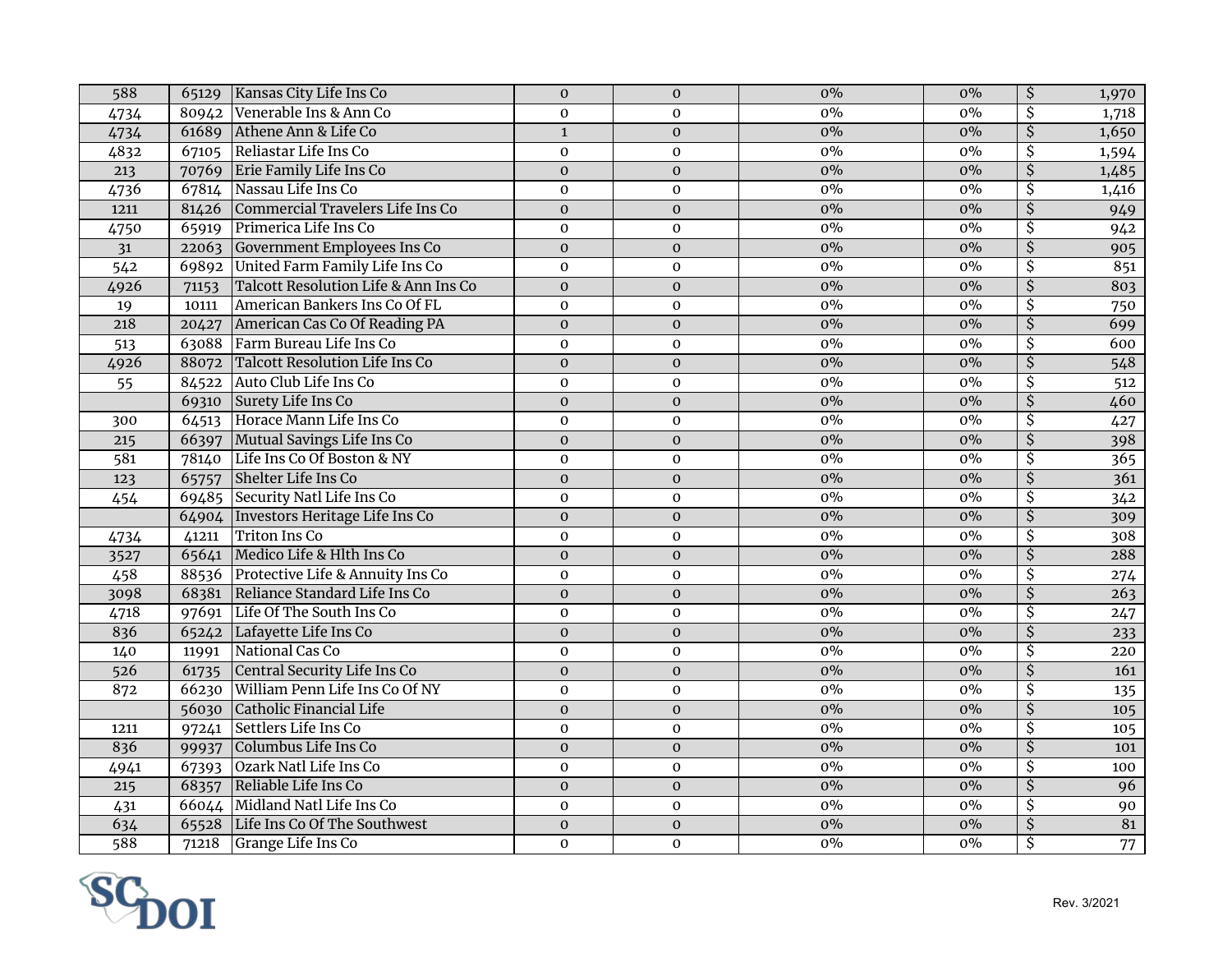| | | | | | | | |
|---|---|---|---|---|---|---|---|
| 588 | 65129 | Kansas City Life Ins Co | 0 | 0 | 0% | 0% | $ 1,970 |
| 4734 | 80942 | Venerable Ins & Ann Co | 0 | 0 | 0% | 0% | $ 1,718 |
| 4734 | 61689 | Athene Ann & Life Co | 1 | 0 | 0% | 0% | $ 1,650 |
| 4832 | 67105 | Reliastar Life Ins Co | 0 | 0 | 0% | 0% | $ 1,594 |
| 213 | 70769 | Erie Family Life Ins Co | 0 | 0 | 0% | 0% | $ 1,485 |
| 4736 | 67814 | Nassau Life Ins Co | 0 | 0 | 0% | 0% | $ 1,416 |
| 1211 | 81426 | Commercial Travelers Life Ins Co | 0 | 0 | 0% | 0% | $ 949 |
| 4750 | 65919 | Primerica Life Ins Co | 0 | 0 | 0% | 0% | $ 942 |
| 31 | 22063 | Government Employees Ins Co | 0 | 0 | 0% | 0% | $ 905 |
| 542 | 69892 | United Farm Family Life Ins Co | 0 | 0 | 0% | 0% | $ 851 |
| 4926 | 71153 | Talcott Resolution Life & Ann Ins Co | 0 | 0 | 0% | 0% | $ 803 |
| 19 | 10111 | American Bankers Ins Co Of FL | 0 | 0 | 0% | 0% | $ 750 |
| 218 | 20427 | American Cas Co Of Reading PA | 0 | 0 | 0% | 0% | $ 699 |
| 513 | 63088 | Farm Bureau Life Ins Co | 0 | 0 | 0% | 0% | $ 600 |
| 4926 | 88072 | Talcott Resolution Life Ins Co | 0 | 0 | 0% | 0% | $ 548 |
| 55 | 84522 | Auto Club Life Ins Co | 0 | 0 | 0% | 0% | $ 512 |
| | 69310 | Surety Life Ins Co | 0 | 0 | 0% | 0% | $ 460 |
| 300 | 64513 | Horace Mann Life Ins Co | 0 | 0 | 0% | 0% | $ 427 |
| 215 | 66397 | Mutual Savings Life Ins Co | 0 | 0 | 0% | 0% | $ 398 |
| 581 | 78140 | Life Ins Co Of Boston & NY | 0 | 0 | 0% | 0% | $ 365 |
| 123 | 65757 | Shelter Life Ins Co | 0 | 0 | 0% | 0% | $ 361 |
| 454 | 69485 | Security Natl Life Ins Co | 0 | 0 | 0% | 0% | $ 342 |
| | 64904 | Investors Heritage Life Ins Co | 0 | 0 | 0% | 0% | $ 309 |
| 4734 | 41211 | Triton Ins Co | 0 | 0 | 0% | 0% | $ 308 |
| 3527 | 65641 | Medico Life & Hlth Ins Co | 0 | 0 | 0% | 0% | $ 288 |
| 458 | 88536 | Protective Life & Annuity Ins Co | 0 | 0 | 0% | 0% | $ 274 |
| 3098 | 68381 | Reliance Standard Life Ins Co | 0 | 0 | 0% | 0% | $ 263 |
| 4718 | 97691 | Life Of The South Ins Co | 0 | 0 | 0% | 0% | $ 247 |
| 836 | 65242 | Lafayette Life Ins Co | 0 | 0 | 0% | 0% | $ 233 |
| 140 | 11991 | National Cas Co | 0 | 0 | 0% | 0% | $ 220 |
| 526 | 61735 | Central Security Life Ins Co | 0 | 0 | 0% | 0% | $ 161 |
| 872 | 66230 | William Penn Life Ins Co Of NY | 0 | 0 | 0% | 0% | $ 135 |
| | 56030 | Catholic Financial Life | 0 | 0 | 0% | 0% | $ 105 |
| 1211 | 97241 | Settlers Life Ins Co | 0 | 0 | 0% | 0% | $ 105 |
| 836 | 99937 | Columbus Life Ins Co | 0 | 0 | 0% | 0% | $ 101 |
| 4941 | 67393 | Ozark Natl Life Ins Co | 0 | 0 | 0% | 0% | $ 100 |
| 215 | 68357 | Reliable Life Ins Co | 0 | 0 | 0% | 0% | $ 96 |
| 431 | 66044 | Midland Natl Life Ins Co | 0 | 0 | 0% | 0% | $ 90 |
| 634 | 65528 | Life Ins Co Of The Southwest | 0 | 0 | 0% | 0% | $ 81 |
| 588 | 71218 | Grange Life Ins Co | 0 | 0 | 0% | 0% | $ 77 |

SCDOI

Rev. 3/2021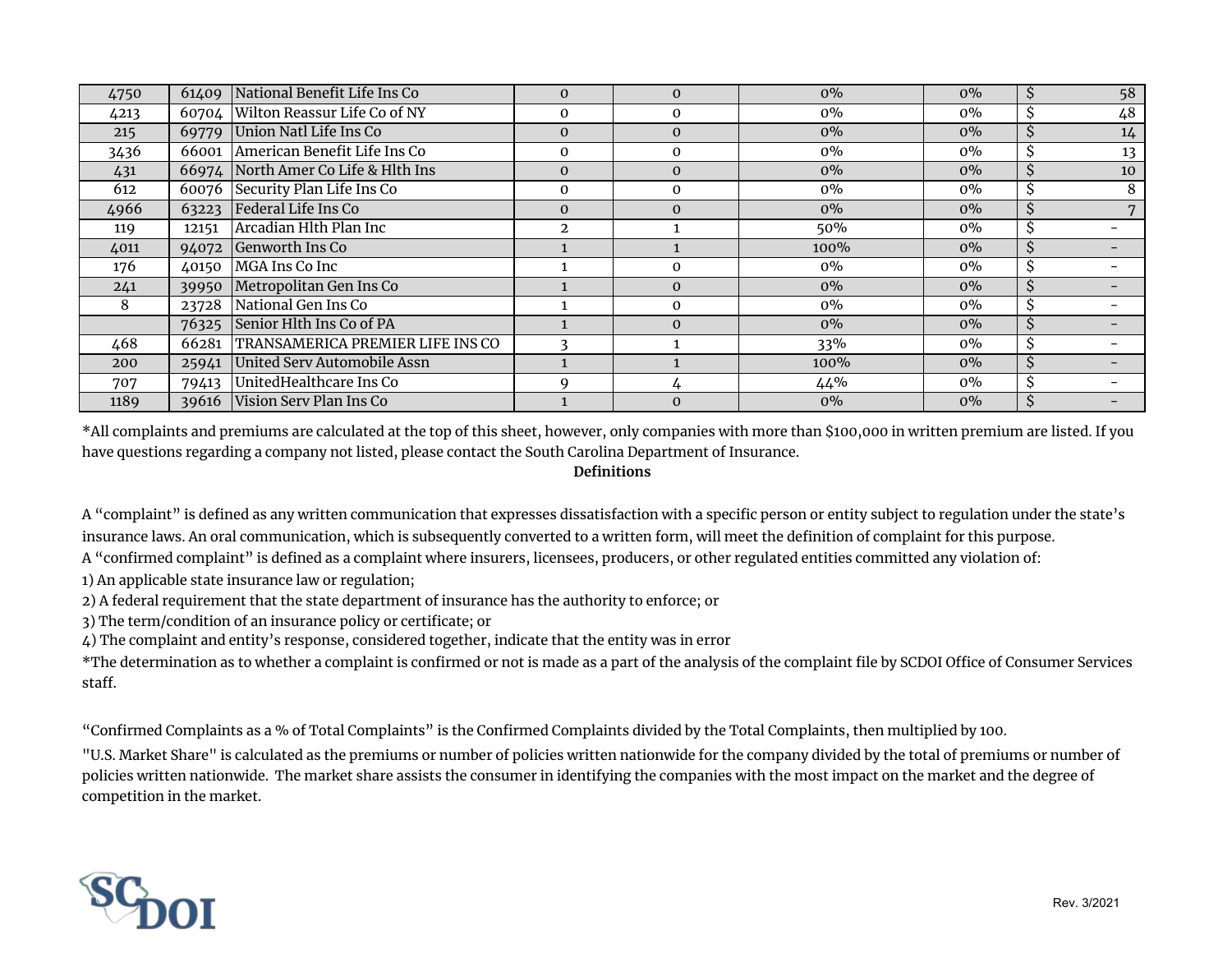| | | | | | | | |
|---|---|---|---|---|---|---|---|
| 4750 | 61409 | National Benefit Life Ins Co | 0 | 0 | 0% | 0% | $ 58 |
| 4213 | 60704 | Wilton Reassur Life Co of NY | 0 | 0 | 0% | 0% | $ 48 |
| 215 | 69779 | Union Natl Life Ins Co | 0 | 0 | 0% | 0% | $ 14 |
| 3436 | 66001 | American Benefit Life Ins Co | 0 | 0 | 0% | 0% | $ 13 |
| 431 | 66974 | North Amer Co Life & Hlth Ins | 0 | 0 | 0% | 0% | $ 10 |
| 612 | 60076 | Security Plan Life Ins Co | 0 | 0 | 0% | 0% | $ 8 |
| 4966 | 63223 | Federal Life Ins Co | 0 | 0 | 0% | 0% | $ 7 |
| 119 | 12151 | Arcadian Hlth Plan Inc | 2 | 1 | 50% | 0% | $ - |
| 4011 | 94072 | Genworth Ins Co | 1 | 1 | 100% | 0% | $ - |
| 176 | 40150 | MGA Ins Co Inc | 1 | 0 | 0% | 0% | $ - |
| 241 | 39950 | Metropolitan Gen Ins Co | 1 | 0 | 0% | 0% | $ - |
| 8 | 23728 | National Gen Ins Co | 1 | 0 | 0% | 0% | $ - |
| | 76325 | Senior Hlth Ins Co of PA | 1 | 0 | 0% | 0% | $ - |
| 468 | 66281 | TRANSAMERICA PREMIER LIFE INS CO | 3 | 1 | 33% | 0% | $ - |
| 200 | 25941 | United Serv Automobile Assn | 1 | 1 | 100% | 0% | $ - |
| 707 | 79413 | UnitedHealthcare Ins Co | 9 | 4 | 44% | 0% | $ - |
| 1189 | 39616 | Vision Serv Plan Ins Co | 1 | 0 | 0% | 0% | $ - |

*All complaints and premiums are calculated at the top of this sheet, however, only companies with more than $100,000 in written premium are listed. If you have questions regarding a company not listed, please contact the South Carolina Department of Insurance.

**Definitions**

A "complaint" is defined as any written communication that expresses dissatisfaction with a specific person or entity subject to regulation under the state's insurance laws. An oral communication, which is subsequently converted to a written form, will meet the definition of complaint for this purpose.

A "confirmed complaint" is defined as a complaint where insurers, licensees, producers, or other regulated entities committed any violation of:

1) An applicable state insurance law or regulation;

2) A federal requirement that the state department of insurance has the authority to enforce; or

3) The term/condition of an insurance policy or certificate; or

4) The complaint and entity's response, considered together, indicate that the entity was in error

*The determination as to whether a complaint is confirmed or not is made as a part of the analysis of the complaint file by SCDOI Office of Consumer Services staff.

"Confirmed Complaints as a % of Total Complaints" is the Confirmed Complaints divided by the Total Complaints, then multiplied by 100.

"U.S. Market Share" is calculated as the premiums or number of policies written nationwide for the company divided by the total of premiums or number of policies written nationwide. The market share assists the consumer in identifying the companies with the most impact on the market and the degree of competition in the market.

SCDOI

Rev. 3/2021